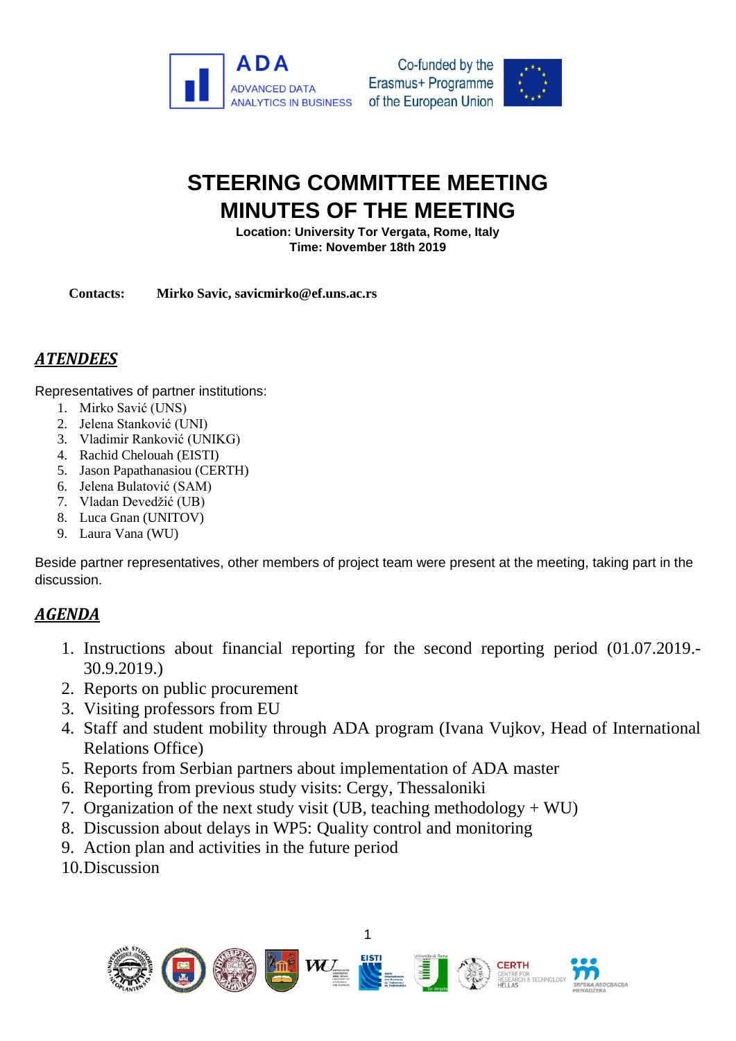# STEERING COMMITTEE MEETING
# MINUTES OF THE MEETING

**Location: University Tor Vergata, Rome, Italy**
**Time: November 18th 2019**

**Contacts:** **Mirko Savic, savicmirko@ef.uns.ac.rs**

## ***ATENDEES***

Representatives of partner institutions:

1. Mirko Savić (UNS)
2. Jelena Stanković (UNI)
3. Vladimir Ranković (UNIKG)
4. Rachid Chelouah (EISTI)
5. Jason Papathanasiou (CERTH)
6. Jelena Bulatović (SAM)
7. Vladan Devedžić (UB)
8. Luca Gnan (UNITOV)
9. Laura Vana (WU)

Beside partner representatives, other members of project team were present at the meeting, taking part in the discussion.

## ***AGENDA***

1. Instructions about financial reporting for the second reporting period (01.07.2019.-30.9.2019.)
2. Reports on public procurement
3. Visiting professors from EU
4. Staff and student mobility through ADA program (Ivana Vujkov, Head of International Relations Office)
5. Reports from Serbian partners about implementation of ADA master
6. Reporting from previous study visits: Cergy, Thessaloniki
7. Organization of the next study visit (UB, teaching methodology + WU)
8. Discussion about delays in WP5: Quality control and monitoring
9. Action plan and activities in the future period
10. Discussion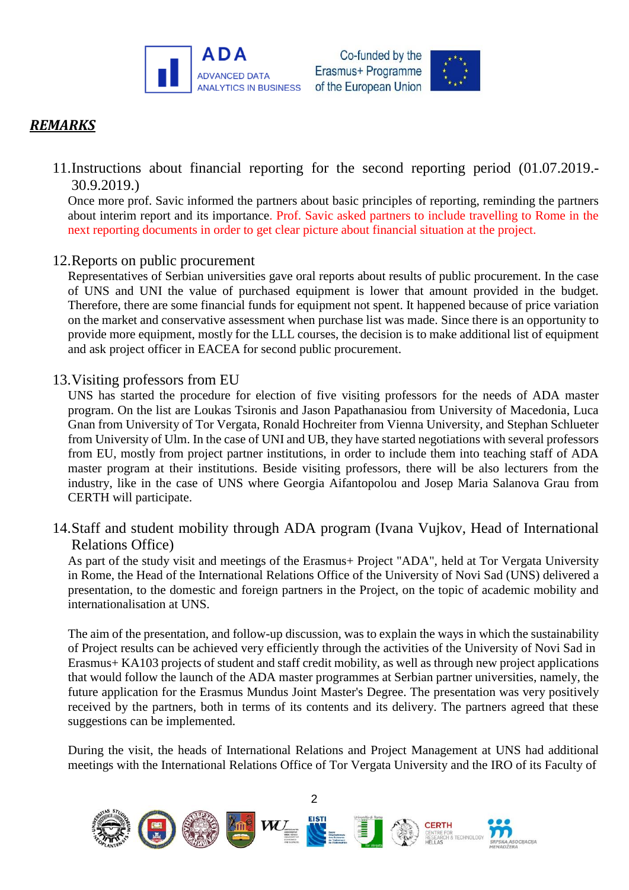## ***REMARKS***

11. Instructions about financial reporting for the second reporting period (01.07.2019.-30.9.2019.)

    Once more prof. Savic informed the partners about basic principles of reporting, reminding the partners about interim report and its importance. Prof. Savic asked partners to include travelling to Rome in the next reporting documents in order to get clear picture about financial situation at the project.

12. Reports on public procurement

    Representatives of Serbian universities gave oral reports about results of public procurement. In the case of UNS and UNI the value of purchased equipment is lower that amount provided in the budget. Therefore, there are some financial funds for equipment not spent. It happened because of price variation on the market and conservative assessment when purchase list was made. Since there is an opportunity to provide more equipment, mostly for the LLL courses, the decision is to make additional list of equipment and ask project officer in EACEA for second public procurement.

13. Visiting professors from EU

    UNS has started the procedure for election of five visiting professors for the needs of ADA master program. On the list are Loukas Tsironis and Jason Papathanasiou from University of Macedonia, Luca Gnan from University of Tor Vergata, Ronald Hochreiter from Vienna University, and Stephan Schlueter from University of Ulm. In the case of UNI and UB, they have started negotiations with several professors from EU, mostly from project partner institutions, in order to include them into teaching staff of ADA master program at their institutions. Beside visiting professors, there will be also lecturers from the industry, like in the case of UNS where Georgia Aifantopolou and Josep Maria Salanova Grau from CERTH will participate.

14. Staff and student mobility through ADA program (Ivana Vujkov, Head of International Relations Office)

    As part of the study visit and meetings of the Erasmus+ Project "ADA", held at Tor Vergata University in Rome, the Head of the International Relations Office of the University of Novi Sad (UNS) delivered a presentation, to the domestic and foreign partners in the Project, on the topic of academic mobility and internationalisation at UNS.

    The aim of the presentation, and follow-up discussion, was to explain the ways in which the sustainability of Project results can be achieved very efficiently through the activities of the University of Novi Sad in Erasmus+ KA103 projects of student and staff credit mobility, as well as through new project applications that would follow the launch of the ADA master programmes at Serbian partner universities, namely, the future application for the Erasmus Mundus Joint Master's Degree. The presentation was very positively received by the partners, both in terms of its contents and its delivery. The partners agreed that these suggestions can be implemented.

    During the visit, the heads of International Relations and Project Management at UNS had additional meetings with the International Relations Office of Tor Vergata University and the IRO of its Faculty of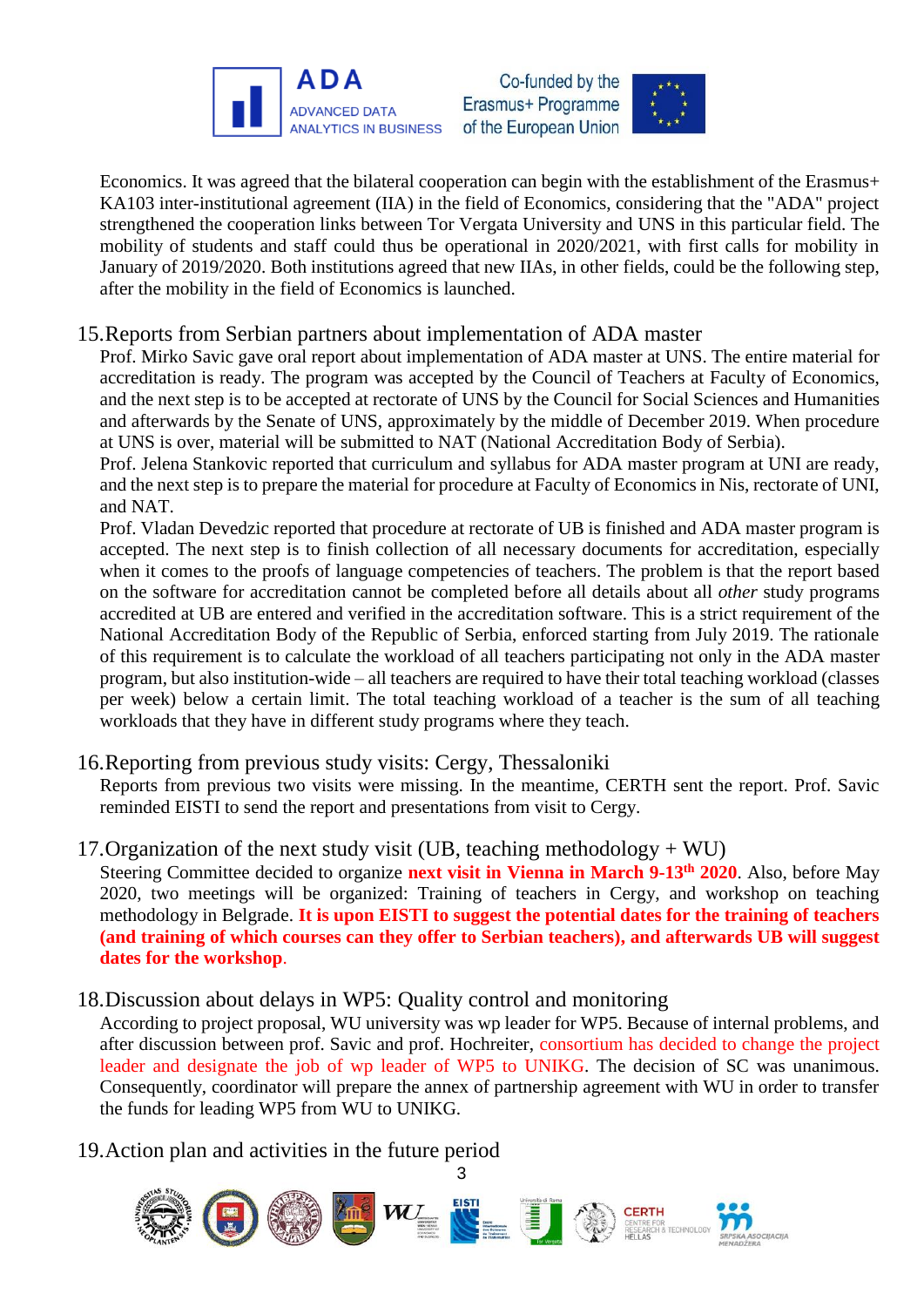Economics. It was agreed that the bilateral cooperation can begin with the establishment of the Erasmus+ KA103 inter-institutional agreement (IIA) in the field of Economics, considering that the "ADA" project strengthened the cooperation links between Tor Vergata University and UNS in this particular field. The mobility of students and staff could thus be operational in 2020/2021, with first calls for mobility in January of 2019/2020. Both institutions agreed that new IIAs, in other fields, could be the following step, after the mobility in the field of Economics is launched.

15. Reports from Serbian partners about implementation of ADA master

Prof. Mirko Savic gave oral report about implementation of ADA master at UNS. The entire material for accreditation is ready. The program was accepted by the Council of Teachers at Faculty of Economics, and the next step is to be accepted at rectorate of UNS by the Council for Social Sciences and Humanities and afterwards by the Senate of UNS, approximately by the middle of December 2019. When procedure at UNS is over, material will be submitted to NAT (National Accreditation Body of Serbia).

Prof. Jelena Stankovic reported that curriculum and syllabus for ADA master program at UNI are ready, and the next step is to prepare the material for procedure at Faculty of Economics in Nis, rectorate of UNI, and NAT.

Prof. Vladan Devedzic reported that procedure at rectorate of UB is finished and ADA master program is accepted. The next step is to finish collection of all necessary documents for accreditation, especially when it comes to the proofs of language competencies of teachers. The problem is that the report based on the software for accreditation cannot be completed before all details about all *other* study programs accredited at UB are entered and verified in the accreditation software. This is a strict requirement of the National Accreditation Body of the Republic of Serbia, enforced starting from July 2019. The rationale of this requirement is to calculate the workload of all teachers participating not only in the ADA master program, but also institution-wide – all teachers are required to have their total teaching workload (classes per week) below a certain limit. The total teaching workload of a teacher is the sum of all teaching workloads that they have in different study programs where they teach.

16. Reporting from previous study visits: Cergy, Thessaloniki

Reports from previous two visits were missing. In the meantime, CERTH sent the report. Prof. Savic reminded EISTI to send the report and presentations from visit to Cergy.

17. Organization of the next study visit (UB, teaching methodology + WU)

Steering Committee decided to organize **next visit in Vienna in March 9-13th 2020**. Also, before May 2020, two meetings will be organized: Training of teachers in Cergy, and workshop on teaching methodology in Belgrade. **It is upon EISTI to suggest the potential dates for the training of teachers (and training of which courses can they offer to Serbian teachers), and afterwards UB will suggest dates for the workshop**.

18. Discussion about delays in WP5: Quality control and monitoring

According to project proposal, WU university was wp leader for WP5. Because of internal problems, and after discussion between prof. Savic and prof. Hochreiter, consortium has decided to change the project leader and designate the job of wp leader of WP5 to UNIKG. The decision of SC was unanimous. Consequently, coordinator will prepare the annex of partnership agreement with WU in order to transfer the funds for leading WP5 from WU to UNIKG.

19. Action plan and activities in the future period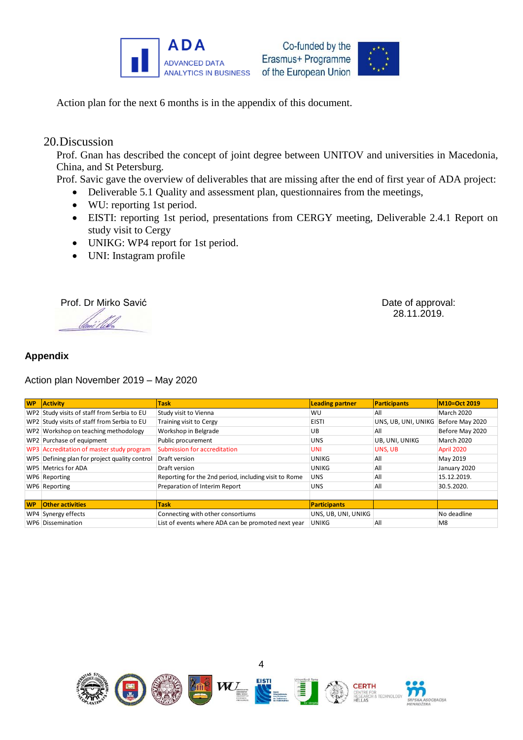Action plan for the next 6 months is in the appendix of this document.

## 20. Discussion

Prof. Gnan has described the concept of joint degree between UNITOV and universities in Macedonia, China, and St Petersburg.

Prof. Savic gave the overview of deliverables that are missing after the end of first year of ADA project:

- Deliverable 5.1 Quality and assessment plan, questionnaires from the meetings,
- WU: reporting 1st period.
- EISTI: reporting 1st period, presentations from CERGY meeting, Deliverable 2.4.1 Report on study visit to Cergy
- UNIKG: WP4 report for 1st period.
- UNI: Instagram profile

Prof. Dr Mirko Savić

Date of approval:
28.11.2019.

## Appendix

Action plan November 2019 – May 2020

| WP | Activity | Task | Leading partner | Participants | M10=Oct 2019 |
|---|---|---|---|---|---|
| WP2 | Study visits of staff from Serbia to EU | Study visit to Vienna | WU | All | March 2020 |
| WP2 | Study visits of staff from Serbia to EU | Training visit to Cergy | EISTI | UNS, UB, UNI, UNIKG | Before May 2020 |
| WP2 | Workshop on teaching methodology | Workshop in Belgrade | UB | All | Before May 2020 |
| WP2 | Purchase of equipment | Public procurement | UNS | UB, UNI, UNIKG | March 2020 |
| WP3 | Accreditation of master study program | Submission for accreditation | UNI | UNS, UB | April 2020 |
| WP5 | Defining plan for project quality control | Draft version | UNIKG | All | May 2019 |
| WP5 | Metrics for ADA | Draft version | UNIKG | All | January 2020 |
| WP6 | Reporting | Reporting for the 2nd period, including visit to Rome | UNS | All | 15.12.2019. |
| WP6 | Reporting | Preparation of Interim Report | UNS | All | 30.5.2020. |
| | | | | | |
| **WP** | **Other activities** | **Task** | **Participants** | | |
| WP4 | Synergy effects | Connecting with other consortiums | UNS, UB, UNI, UNIKG | | No deadline |
| WP6 | Dissemination | List of events where ADA can be promoted next year | UNIKG | All | M8 |